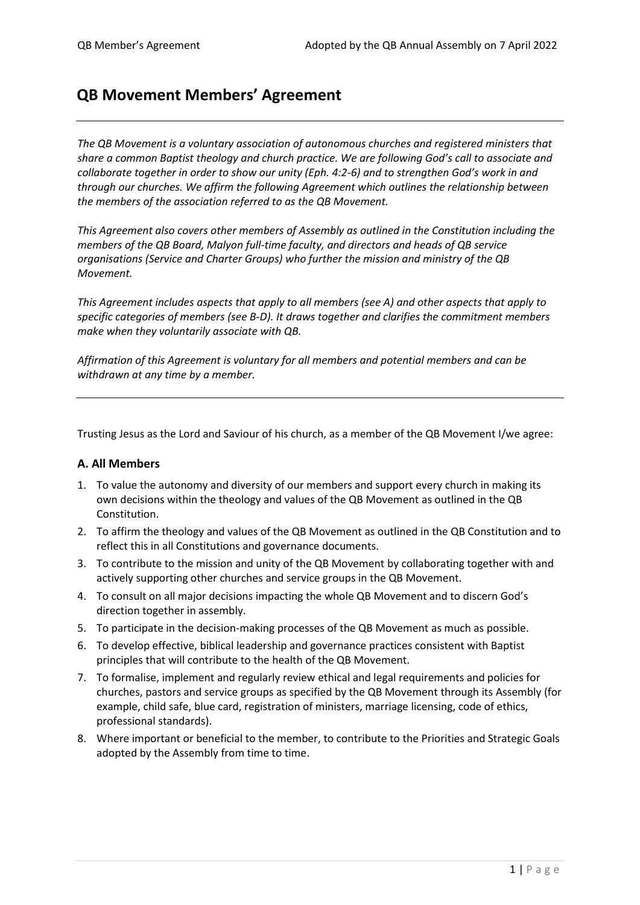# QB Movement Members' Agreement

*The QB Movement is a voluntary association of autonomous churches and registered ministers that share a common Baptist theology and church practice. We are following God's call to associate and collaborate together in order to show our unity (Eph. 4:2-6) and to strengthen God's work in and through our churches. We affirm the following Agreement which outlines the relationship between the members of the association referred to as the QB Movement.*

*This Agreement also covers other members of Assembly as outlined in the Constitution including the members of the QB Board, Malyon full-time faculty, and directors and heads of QB service organisations (Service and Charter Groups) who further the mission and ministry of the QB Movement.*

*This Agreement includes aspects that apply to all members (see A) and other aspects that apply to specific categories of members (see B-D). It draws together and clarifies the commitment members make when they voluntarily associate with QB.*

*Affirmation of this Agreement is voluntary for all members and potential members and can be withdrawn at any time by a member.*

---

Trusting Jesus as the Lord and Saviour of his church, as a member of the QB Movement I/we agree:

### A. All Members

1. To value the autonomy and diversity of our members and support every church in making its own decisions within the theology and values of the QB Movement as outlined in the QB Constitution.
2. To affirm the theology and values of the QB Movement as outlined in the QB Constitution and to reflect this in all Constitutions and governance documents.
3. To contribute to the mission and unity of the QB Movement by collaborating together with and actively supporting other churches and service groups in the QB Movement.
4. To consult on all major decisions impacting the whole QB Movement and to discern God's direction together in assembly.
5. To participate in the decision-making processes of the QB Movement as much as possible.
6. To develop effective, biblical leadership and governance practices consistent with Baptist principles that will contribute to the health of the QB Movement.
7. To formalise, implement and regularly review ethical and legal requirements and policies for churches, pastors and service groups as specified by the QB Movement through its Assembly (for example, child safe, blue card, registration of ministers, marriage licensing, code of ethics, professional standards).
8. Where important or beneficial to the member, to contribute to the Priorities and Strategic Goals adopted by the Assembly from time to time.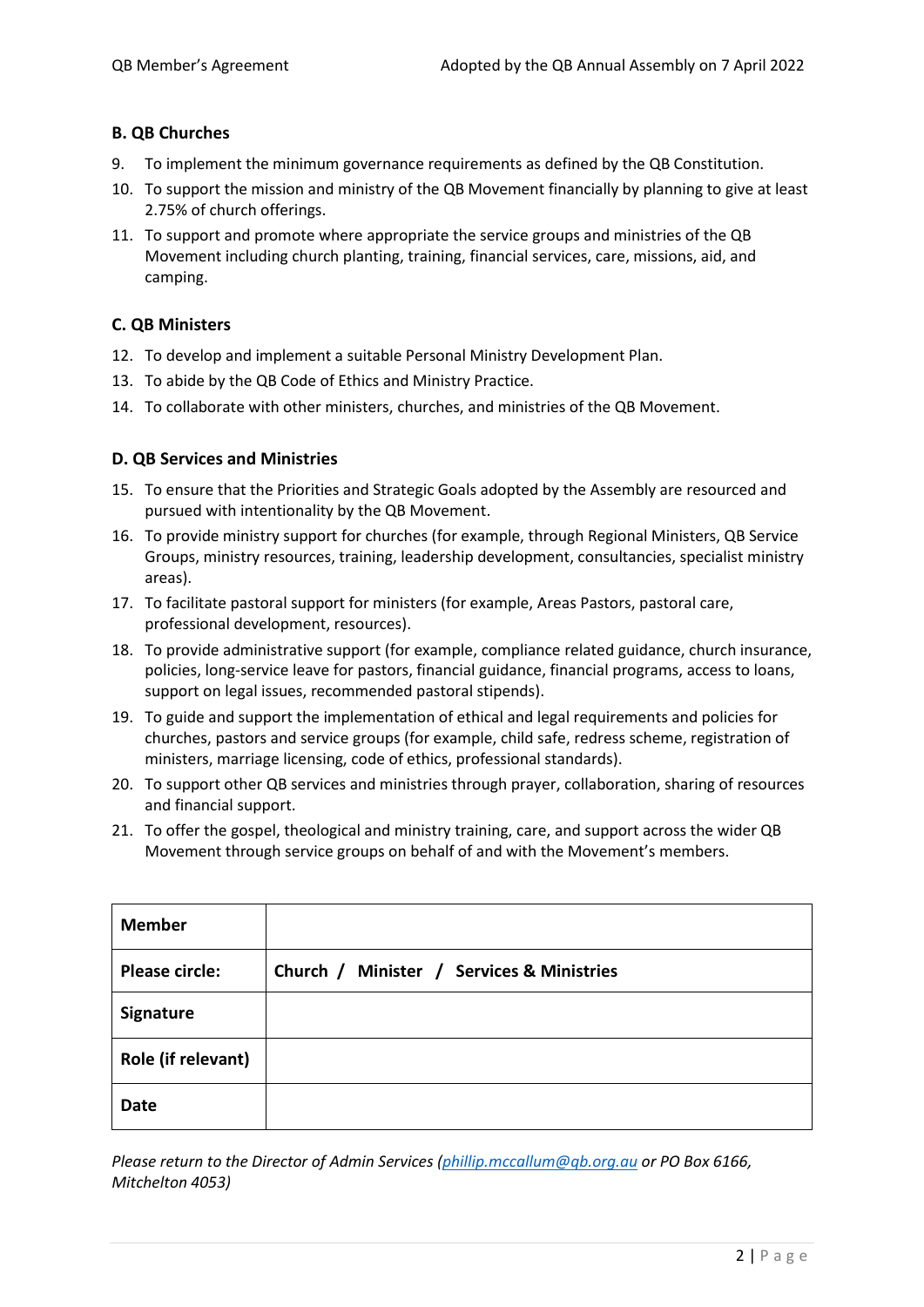### B. QB Churches

9. To implement the minimum governance requirements as defined by the QB Constitution.
10. To support the mission and ministry of the QB Movement financially by planning to give at least 2.75% of church offerings.
11. To support and promote where appropriate the service groups and ministries of the QB Movement including church planting, training, financial services, care, missions, aid, and camping.

### C. QB Ministers

12. To develop and implement a suitable Personal Ministry Development Plan.
13. To abide by the QB Code of Ethics and Ministry Practice.
14. To collaborate with other ministers, churches, and ministries of the QB Movement.

### D. QB Services and Ministries

15. To ensure that the Priorities and Strategic Goals adopted by the Assembly are resourced and pursued with intentionality by the QB Movement.
16. To provide ministry support for churches (for example, through Regional Ministers, QB Service Groups, ministry resources, training, leadership development, consultancies, specialist ministry areas).
17. To facilitate pastoral support for ministers (for example, Areas Pastors, pastoral care, professional development, resources).
18. To provide administrative support (for example, compliance related guidance, church insurance, policies, long-service leave for pastors, financial guidance, financial programs, access to loans, support on legal issues, recommended pastoral stipends).
19. To guide and support the implementation of ethical and legal requirements and policies for churches, pastors and service groups (for example, child safe, redress scheme, registration of ministers, marriage licensing, code of ethics, professional standards).
20. To support other QB services and ministries through prayer, collaboration, sharing of resources and financial support.
21. To offer the gospel, theological and ministry training, care, and support across the wider QB Movement through service groups on behalf of and with the Movement's members.

| | |
|---|---|
| **Member** | |
| **Please circle:** | **Church / Minister / Services & Ministries** |
| **Signature** | |
| **Role (if relevant)** | |
| **Date** | |

*Please return to the Director of Admin Services (phillip.mccallum@qb.org.au or PO Box 6166, Mitchelton 4053)*